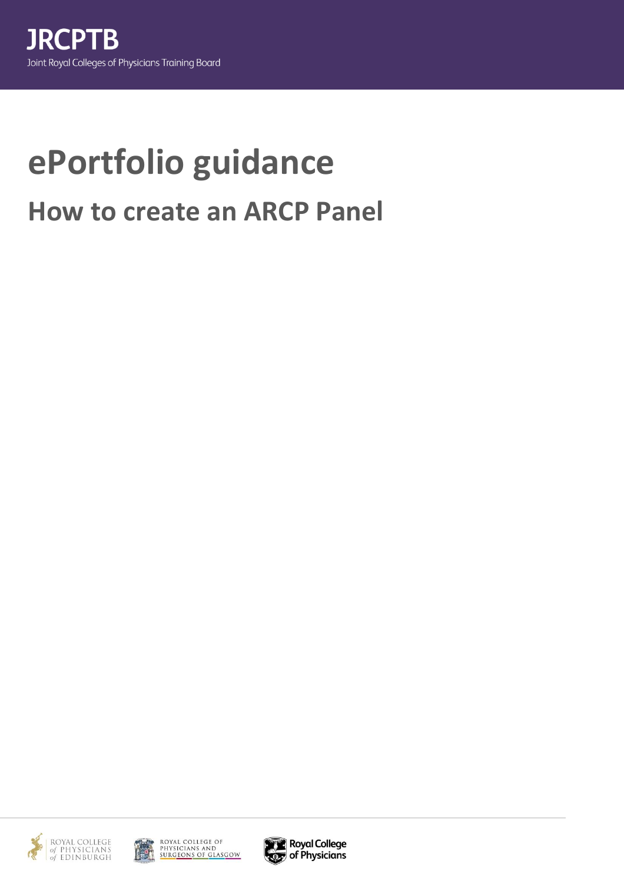JRCPTB

Joint Royal Colleges of Physicians Training Board

# ePortfolio guidance

## How to create an ARCP Panel

ROYAL COLLEGE of PHYSICIANS of EDINBURGH

ROYAL COLLEGE OF PHYSICIANS AND SURGEONS OF GLASGOW

Royal College of Physicians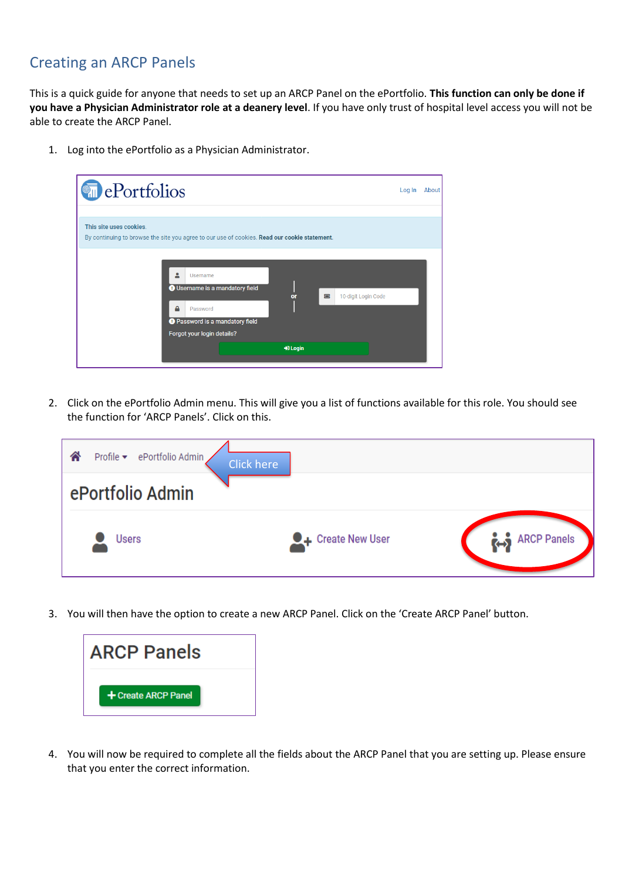## Creating an ARCP Panels

This is a quick guide for anyone that needs to set up an ARCP Panel on the ePortfolio. **This function can only be done if you have a Physician Administrator role at a deanery level**. If you have only trust of hospital level access you will not be able to create the ARCP Panel.

1. Log into the ePortfolio as a Physician Administrator.

2. Click on the ePortfolio Admin menu. This will give you a list of functions available for this role. You should see the function for 'ARCP Panels'. Click on this.

3. You will then have the option to create a new ARCP Panel. Click on the 'Create ARCP Panel' button.

4. You will now be required to complete all the fields about the ARCP Panel that you are setting up. Please ensure that you enter the correct information.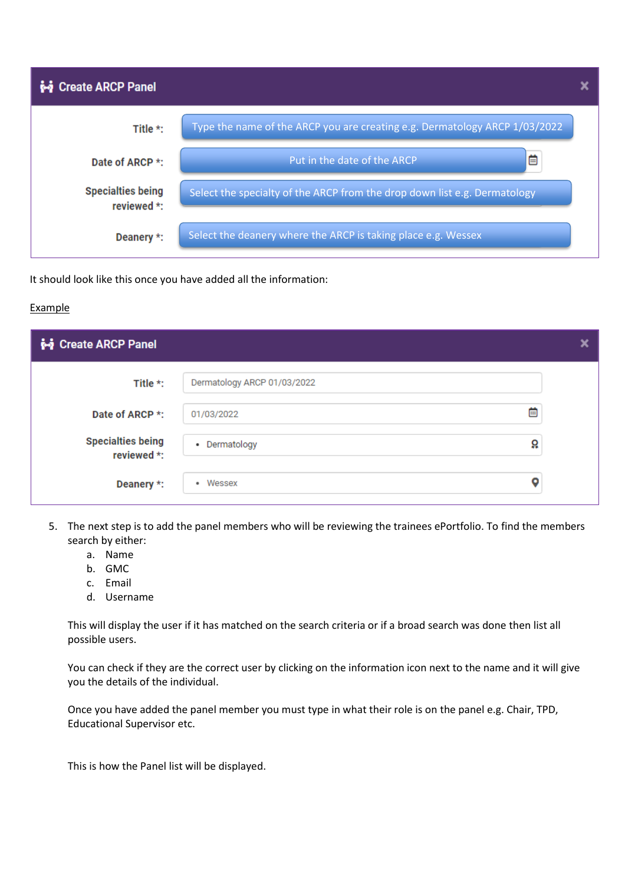**Create ARCP Panel**

Title *: Type the name of the ARCP you are creating e.g. Dermatology ARCP 1/03/2022

Date of ARCP *: Put in the date of the ARCP

Specialties being reviewed *: Select the specialty of the ARCP from the drop down list e.g. Dermatology

Deanery *: Select the deanery where the ARCP is taking place e.g. Wessex

It should look like this once you have added all the information:

Example

**Create ARCP Panel**

Title *: Dermatology ARCP 01/03/2022

Date of ARCP *: 01/03/2022

Specialties being reviewed *: • Dermatology

Deanery *: • Wessex

5. The next step is to add the panel members who will be reviewing the trainees ePortfolio. To find the members search by either:
   a. Name
   b. GMC
   c. Email
   d. Username

   This will display the user if it has matched on the search criteria or if a broad search was done then list all possible users.

   You can check if they are the correct user by clicking on the information icon next to the name and it will give you the details of the individual.

   Once you have added the panel member you must type in what their role is on the panel e.g. Chair, TPD, Educational Supervisor etc.

   This is how the Panel list will be displayed.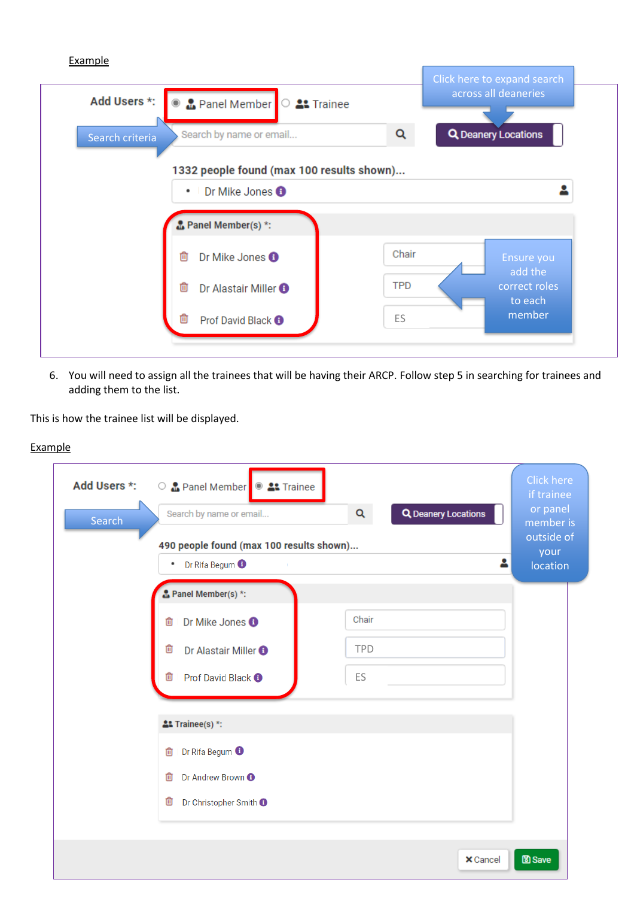Example

Add Users *: Panel Member Trainee

Click here to expand search across all deaneries

Search criteria

Search by name or email...

Deanery Locations

1332 people found (max 100 results shown)...

- Dr Mike Jones

Panel Member(s) *:

Dr Mike Jones — Chair

Dr Alastair Miller — TPD

Prof David Black — ES

Ensure you add the correct roles to each member

6. You will need to assign all the trainees that will be having their ARCP. Follow step 5 in searching for trainees and adding them to the list.

This is how the trainee list will be displayed.

Example

Add Users *: Panel Member Trainee

Search

Search by name or email...

Deanery Locations

Click here if trainee or panel member is outside of your location

490 people found (max 100 results shown)...

- Dr Rifa Begum

Panel Member(s) *:

Dr Mike Jones — Chair

Dr Alastair Miller — TPD

Prof David Black — ES

Trainee(s) *:

Dr Rifa Begum

Dr Andrew Brown

Dr Christopher Smith

Cancel Save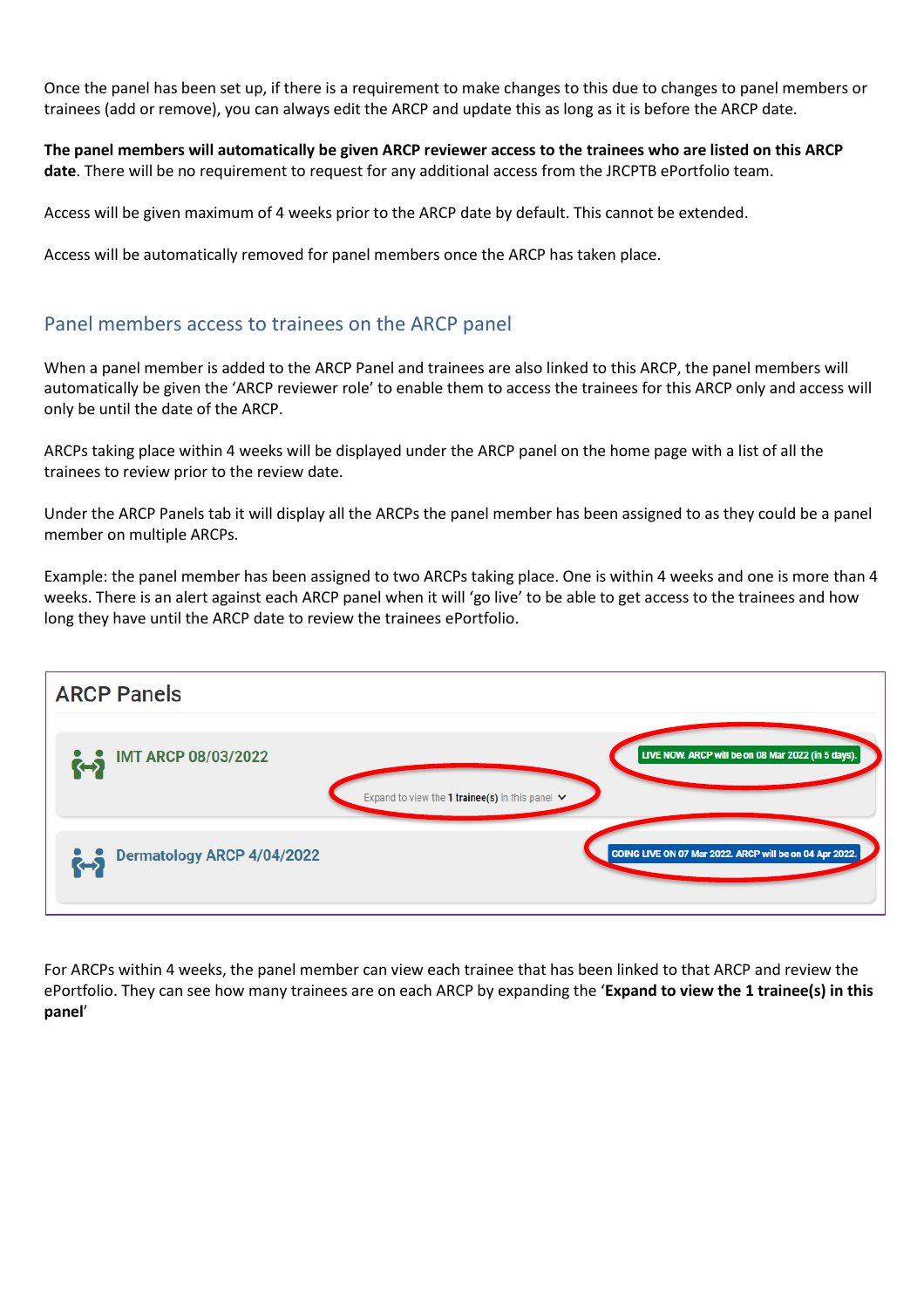Once the panel has been set up, if there is a requirement to make changes to this due to changes to panel members or trainees (add or remove), you can always edit the ARCP and update this as long as it is before the ARCP date.

**The panel members will automatically be given ARCP reviewer access to the trainees who are listed on this ARCP date**. There will be no requirement to request for any additional access from the JRCPTB ePortfolio team.

Access will be given maximum of 4 weeks prior to the ARCP date by default. This cannot be extended.

Access will be automatically removed for panel members once the ARCP has taken place.

## Panel members access to trainees on the ARCP panel

When a panel member is added to the ARCP Panel and trainees are also linked to this ARCP, the panel members will automatically be given the 'ARCP reviewer role' to enable them to access the trainees for this ARCP only and access will only be until the date of the ARCP.

ARCPs taking place within 4 weeks will be displayed under the ARCP panel on the home page with a list of all the trainees to review prior to the review date.

Under the ARCP Panels tab it will display all the ARCPs the panel member has been assigned to as they could be a panel member on multiple ARCPs.

Example: the panel member has been assigned to two ARCPs taking place. One is within 4 weeks and one is more than 4 weeks. There is an alert against each ARCP panel when it will 'go live' to be able to get access to the trainees and how long they have until the ARCP date to review the trainees ePortfolio.

ARCP Panels

IMT ARCP 08/03/2022

LIVE NOW. ARCP will be on 08 Mar 2022 (in 5 days).

Expand to view the 1 trainee(s) in this panel

Dermatology ARCP 4/04/2022

GOING LIVE ON 07 Mar 2022. ARCP will be on 04 Apr 2022.

For ARCPs within 4 weeks, the panel member can view each trainee that has been linked to that ARCP and review the ePortfolio. They can see how many trainees are on each ARCP by expanding the '**Expand to view the 1 trainee(s) in this panel**'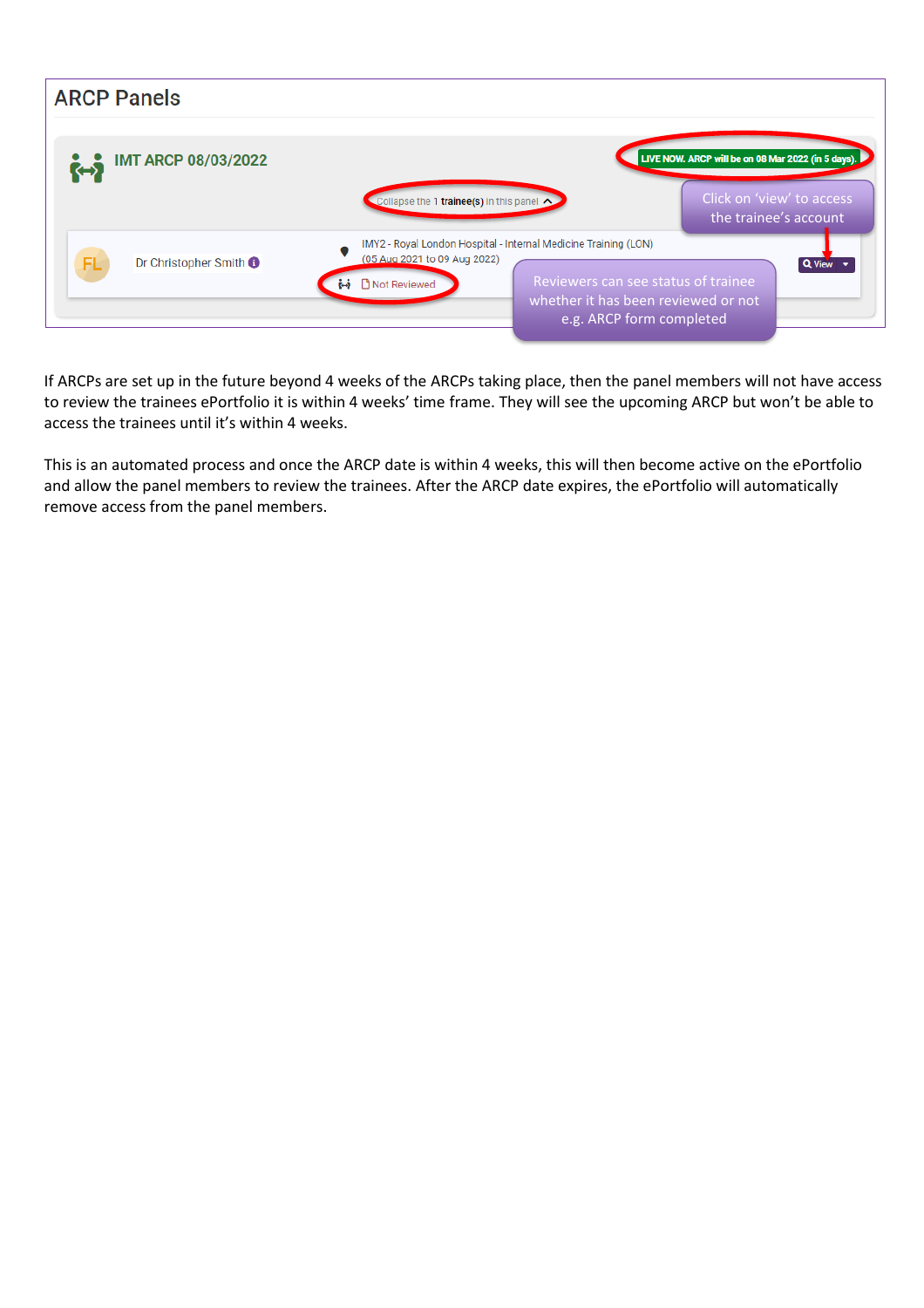## ARCP Panels

IMT ARCP 08/03/2022

LIVE NOW. ARCP will be on 08 Mar 2022 (in 5 days).

Collapse the 1 trainee(s) in this panel

Click on 'view' to access the trainee's account

FL

Dr Christopher Smith

IMY2 - Royal London Hospital - Internal Medicine Training (LON)
(05 Aug 2021 to 09 Aug 2022)

Not Reviewed

View

Reviewers can see status of trainee whether it has been reviewed or not e.g. ARCP form completed

If ARCPs are set up in the future beyond 4 weeks of the ARCPs taking place, then the panel members will not have access to review the trainees ePortfolio it is within 4 weeks' time frame. They will see the upcoming ARCP but won't be able to access the trainees until it's within 4 weeks.

This is an automated process and once the ARCP date is within 4 weeks, this will then become active on the ePortfolio and allow the panel members to review the trainees. After the ARCP date expires, the ePortfolio will automatically remove access from the panel members.